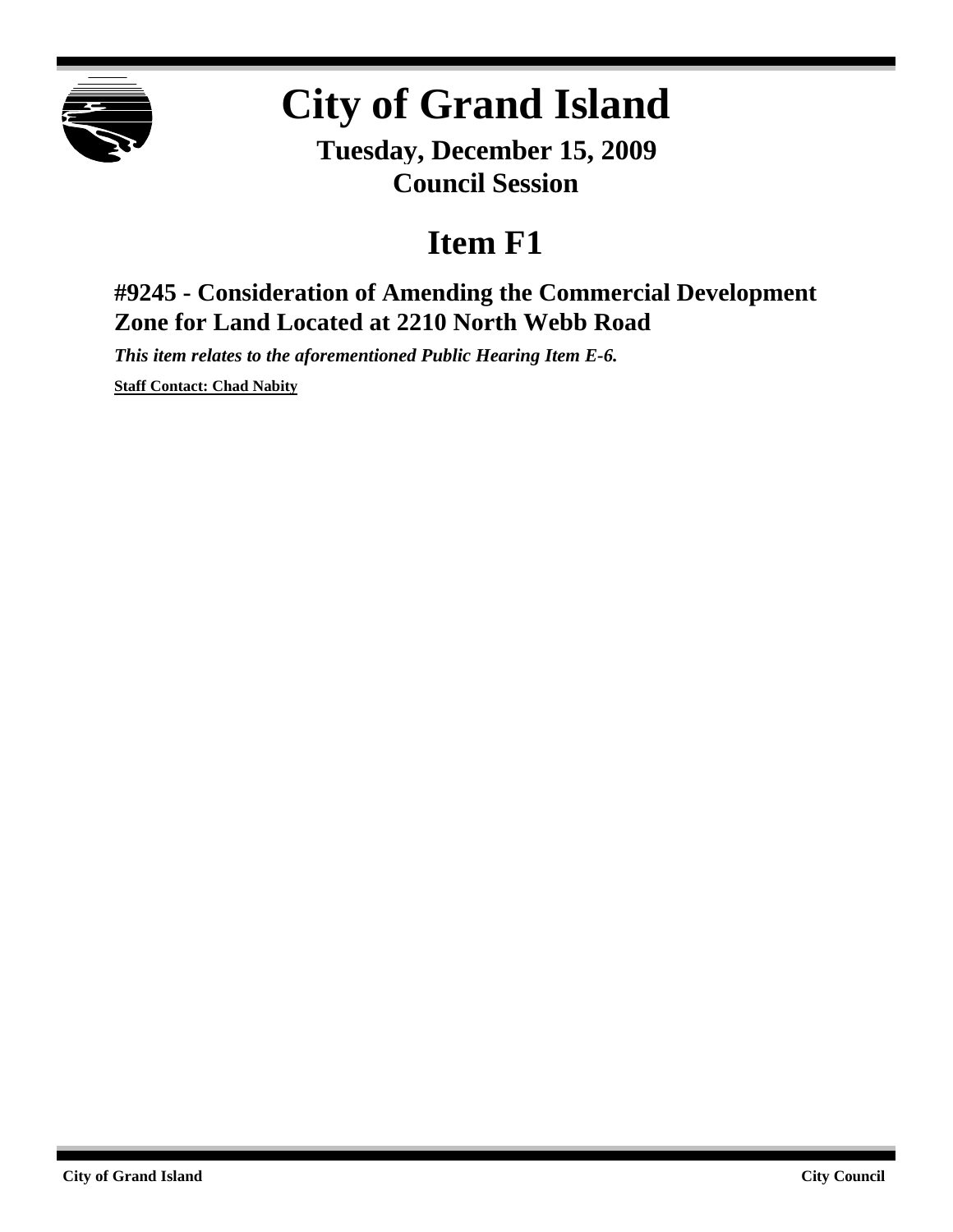# City of Grand Island

**Tuesday, December 15, 2009**
**Council Session**

## Item F1

### #9245 - Consideration of Amending the Commercial Development Zone for Land Located at 2210 North Webb Road

***This item relates to the aforementioned Public Hearing Item E-6.***

**Staff Contact: Chad Nabity**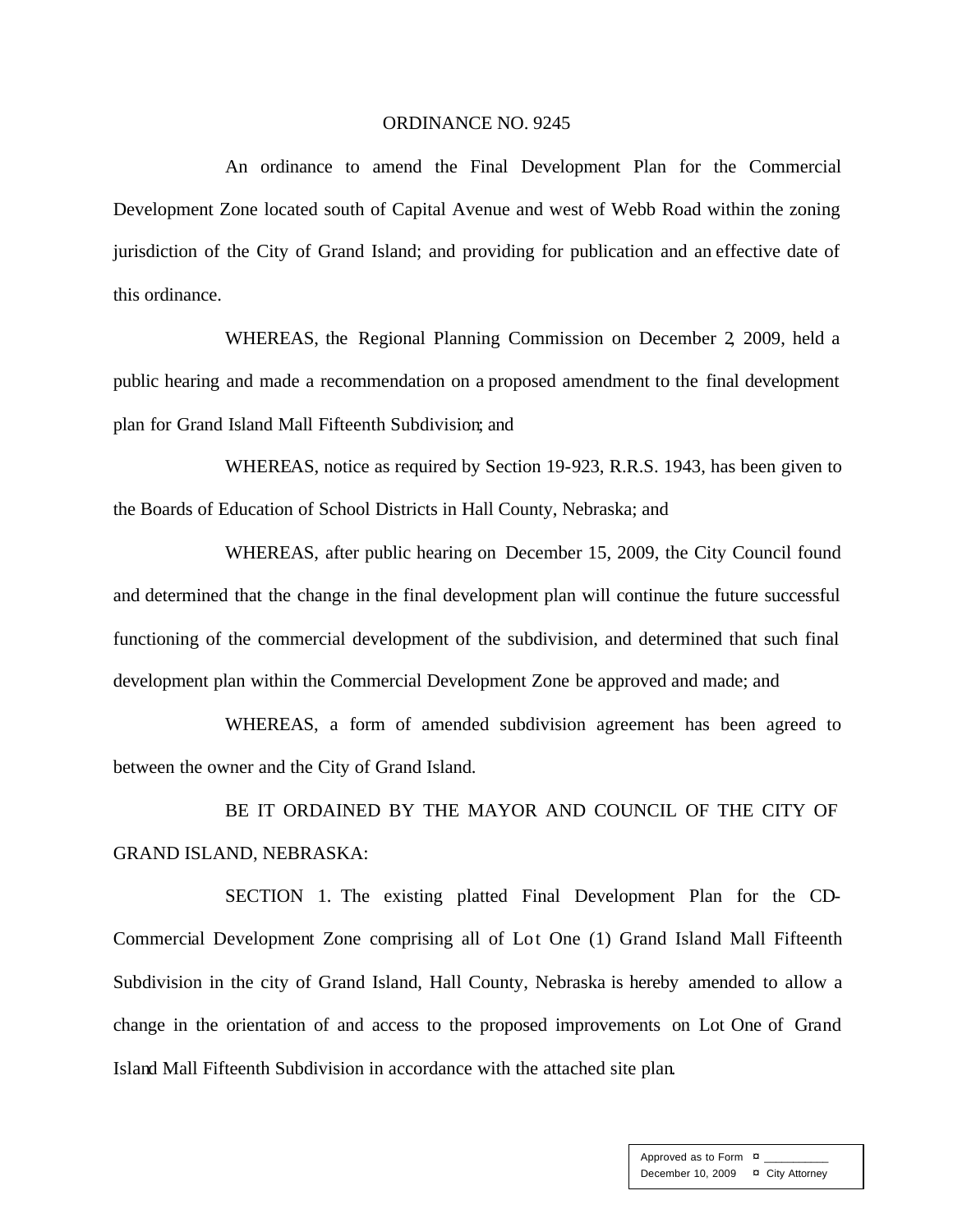ORDINANCE NO. 9245

An ordinance to amend the Final Development Plan for the Commercial Development Zone located south of Capital Avenue and west of Webb Road within the zoning jurisdiction of the City of Grand Island; and providing for publication and an effective date of this ordinance.

WHEREAS, the Regional Planning Commission on December 2, 2009, held a public hearing and made a recommendation on a proposed amendment to the final development plan for Grand Island Mall Fifteenth Subdivision; and

WHEREAS, notice as required by Section 19-923, R.R.S. 1943, has been given to the Boards of Education of School Districts in Hall County, Nebraska; and

WHEREAS, after public hearing on December 15, 2009, the City Council found and determined that the change in the final development plan will continue the future successful functioning of the commercial development of the subdivision, and determined that such final development plan within the Commercial Development Zone be approved and made; and

WHEREAS, a form of amended subdivision agreement has been agreed to between the owner and the City of Grand Island.

BE IT ORDAINED BY THE MAYOR AND COUNCIL OF THE CITY OF GRAND ISLAND, NEBRASKA:

SECTION 1. The existing platted Final Development Plan for the CD-Commercial Development Zone comprising all of Lot One (1) Grand Island Mall Fifteenth Subdivision in the city of Grand Island, Hall County, Nebraska is hereby amended to allow a change in the orientation of and access to the proposed improvements on Lot One of Grand Island Mall Fifteenth Subdivision in accordance with the attached site plan.

| Approved as to Form ¤ ___________ |
| --- |
| December 10, 2009 ¤ City Attorney |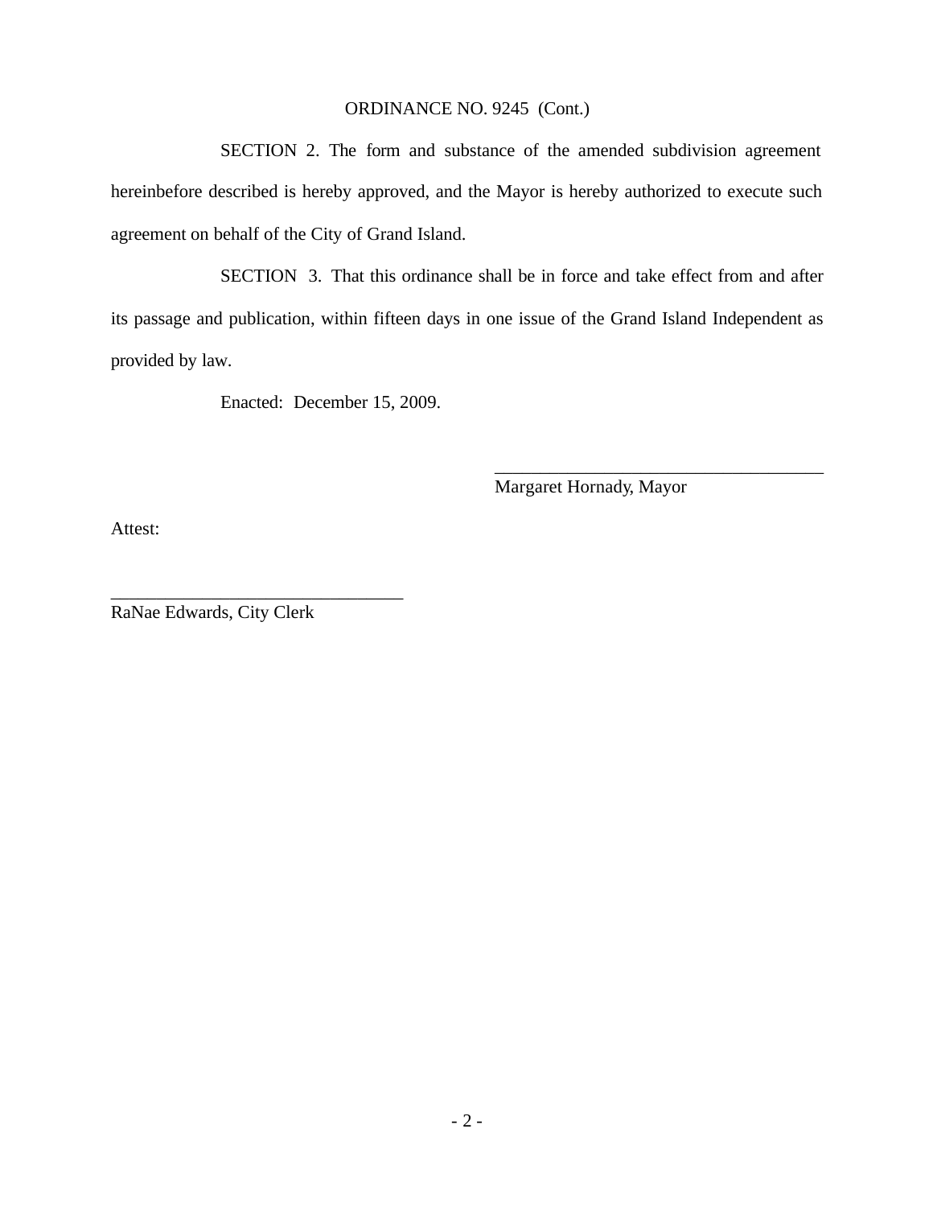ORDINANCE NO. 9245 (Cont.)

SECTION 2. The form and substance of the amended subdivision agreement hereinbefore described is hereby approved, and the Mayor is hereby authorized to execute such agreement on behalf of the City of Grand Island.

SECTION 3. That this ordinance shall be in force and take effect from and after its passage and publication, within fifteen days in one issue of the Grand Island Independent as provided by law.

Enacted: December 15, 2009.

_____________________________________
Margaret Hornady, Mayor

Attest:

_________________________________
RaNae Edwards, City Clerk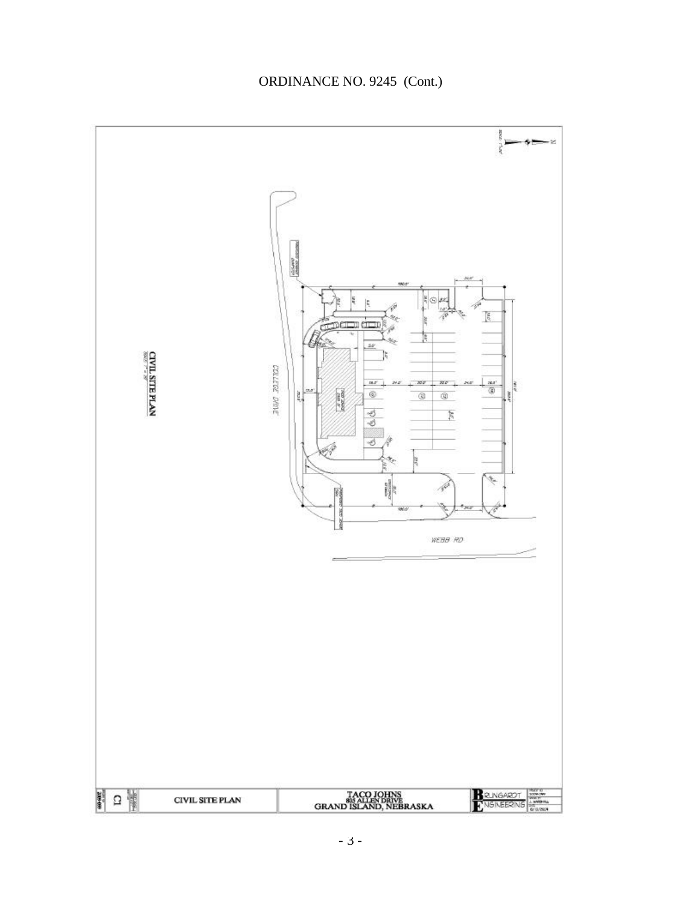ORDINANCE NO. 9245 (Cont.)

CIVIL SITE PLAN

COLLEGE DRIVE

WEBB RD

180.0'

180.0'

CIVIL SITE PLAN

TACO JOHNS
805 ALLEN DRIVE
GRAND ISLAND, NEBRASKA

BRUNGARDT ENGINEERING

C1